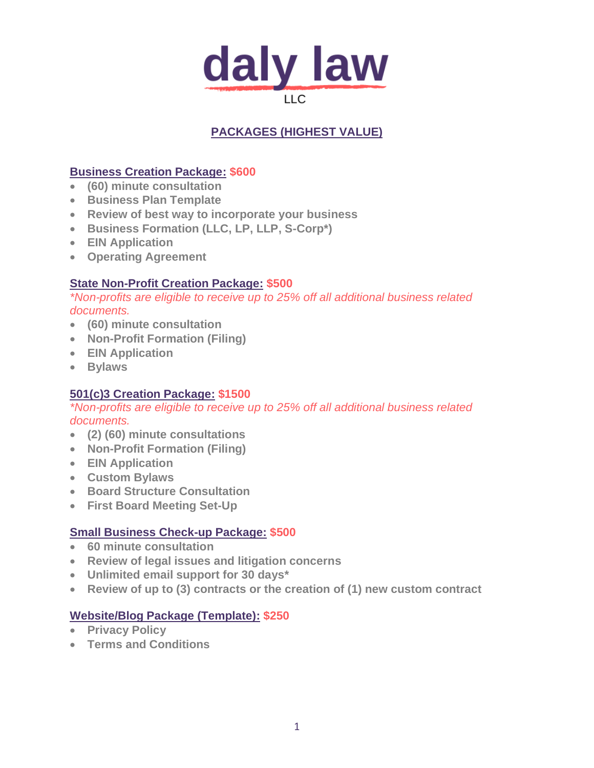# daly law

LLC

## PACKAGES (HIGHEST VALUE)

### Business Creation Package: $600

- (60) minute consultation
- Business Plan Template
- Review of best way to incorporate your business
- Business Formation (LLC, LP, LLP, S-Corp*)
- EIN Application
- Operating Agreement

### State Non-Profit Creation Package: $500

*\*Non-profits are eligible to receive up to 25% off all additional business related documents.*

- (60) minute consultation
- Non-Profit Formation (Filing)
- EIN Application
- Bylaws

### 501(c)3 Creation Package: $1500

*\*Non-profits are eligible to receive up to 25% off all additional business related documents.*

- (2) (60) minute consultations
- Non-Profit Formation (Filing)
- EIN Application
- Custom Bylaws
- Board Structure Consultation
- First Board Meeting Set-Up

### Small Business Check-up Package: $500

- 60 minute consultation
- Review of legal issues and litigation concerns
- Unlimited email support for 30 days*
- Review of up to (3) contracts or the creation of (1) new custom contract

### Website/Blog Package (Template): $250

- Privacy Policy
- Terms and Conditions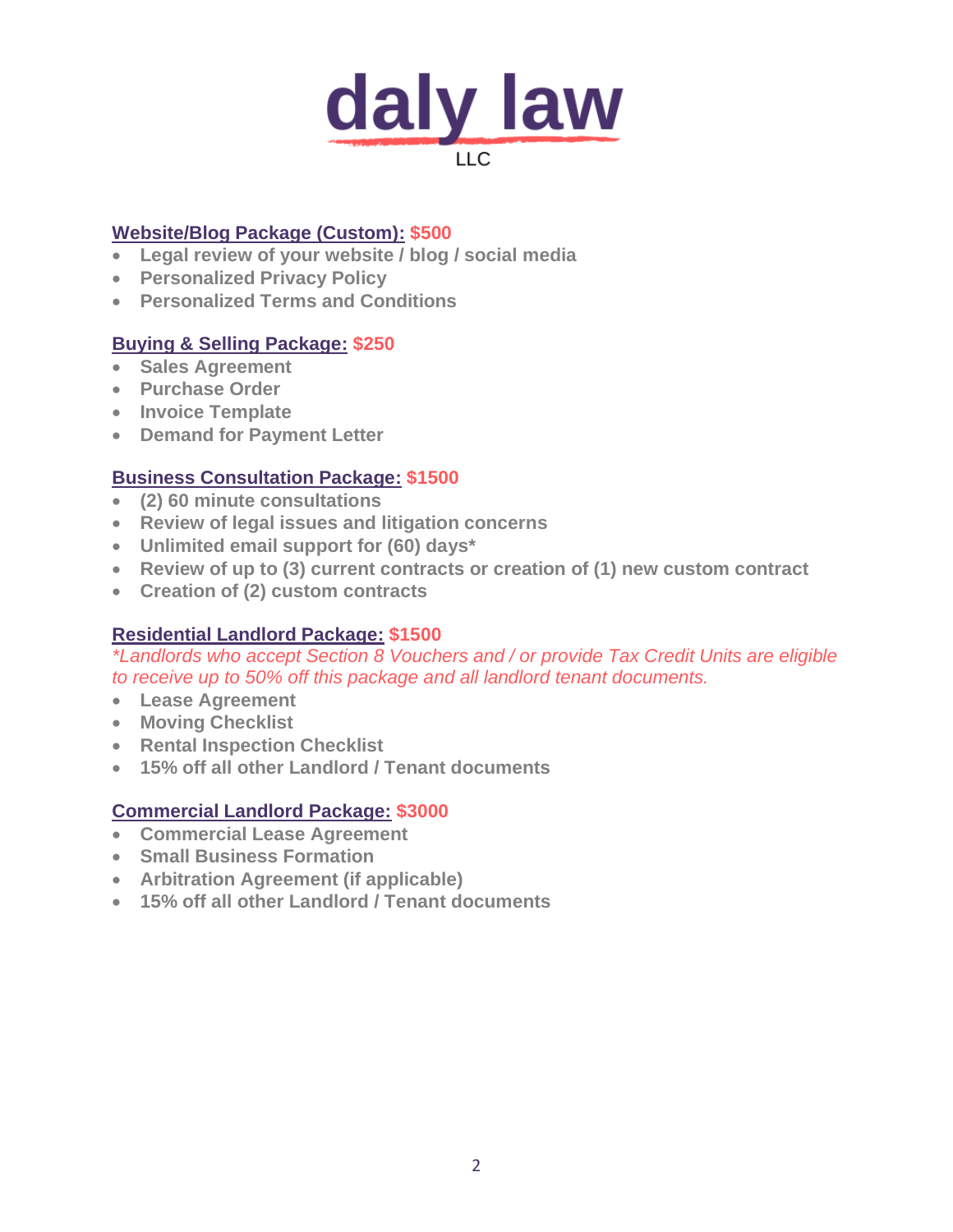# daly law

LLC

**Website/Blog Package (Custom): $500**

- **Legal review of your website / blog / social media**
- **Personalized Privacy Policy**
- **Personalized Terms and Conditions**

**Buying & Selling Package: $250**

- **Sales Agreement**
- **Purchase Order**
- **Invoice Template**
- **Demand for Payment Letter**

**Business Consultation Package: $1500**

- **(2) 60 minute consultations**
- **Review of legal issues and litigation concerns**
- **Unlimited email support for (60) days***
- **Review of up to (3) current contracts or creation of (1) new custom contract**
- **Creation of (2) custom contracts**

**Residential Landlord Package: $1500**

*\*Landlords who accept Section 8 Vouchers and / or provide Tax Credit Units are eligible to receive up to 50% off this package and all landlord tenant documents.*

- **Lease Agreement**
- **Moving Checklist**
- **Rental Inspection Checklist**
- **15% off all other Landlord / Tenant documents**

**Commercial Landlord Package: $3000**

- **Commercial Lease Agreement**
- **Small Business Formation**
- **Arbitration Agreement (if applicable)**
- **15% off all other Landlord / Tenant documents**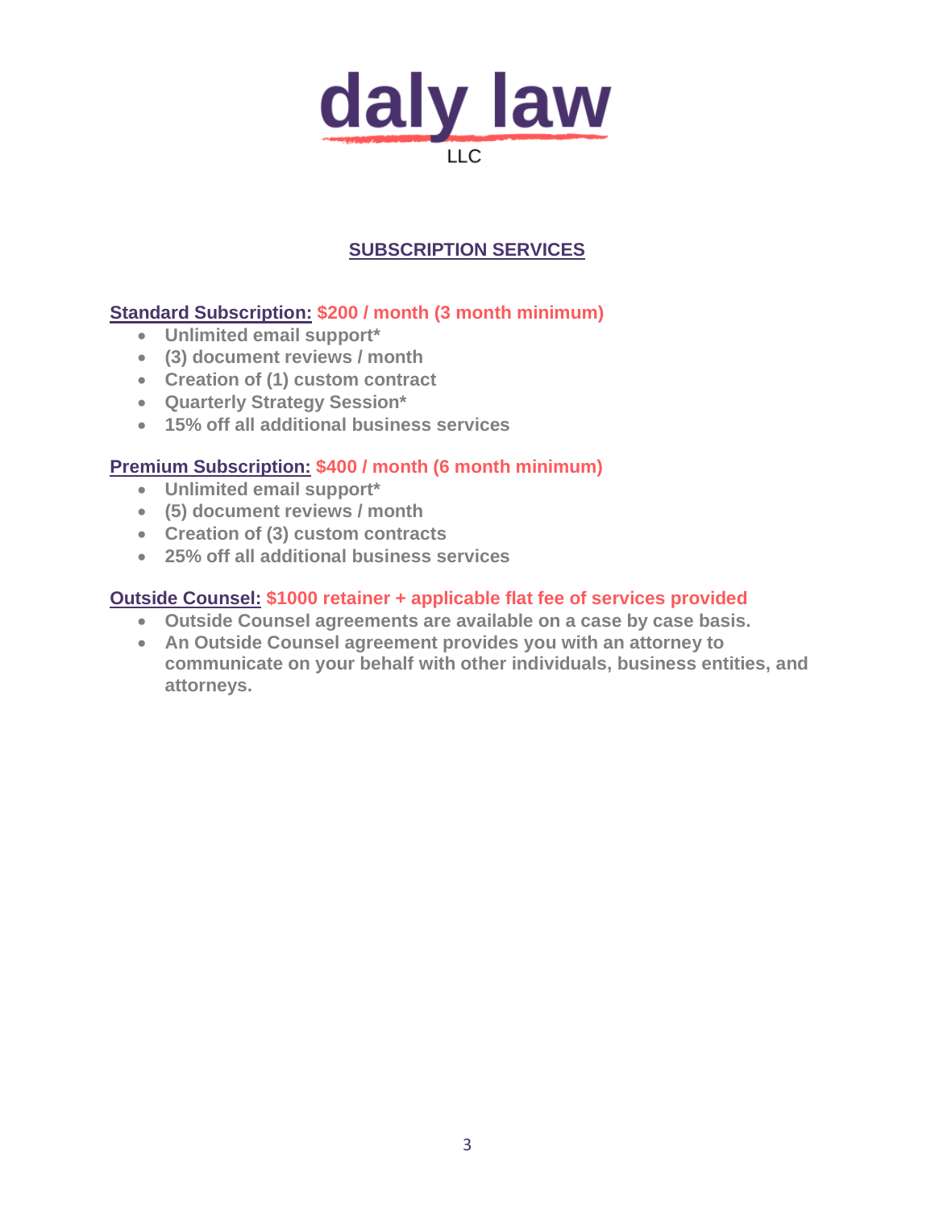# daly law

LLC

## SUBSCRIPTION SERVICES

**Standard Subscription: $200 / month (3 month minimum)**

- **Unlimited email support***
- **(3) document reviews / month**
- **Creation of (1) custom contract**
- **Quarterly Strategy Session***
- **15% off all additional business services**

**Premium Subscription: $400 / month (6 month minimum)**

- **Unlimited email support***
- **(5) document reviews / month**
- **Creation of (3) custom contracts**
- **25% off all additional business services**

**Outside Counsel: $1000 retainer + applicable flat fee of services provided**

- **Outside Counsel agreements are available on a case by case basis.**
- **An Outside Counsel agreement provides you with an attorney to communicate on your behalf with other individuals, business entities, and attorneys.**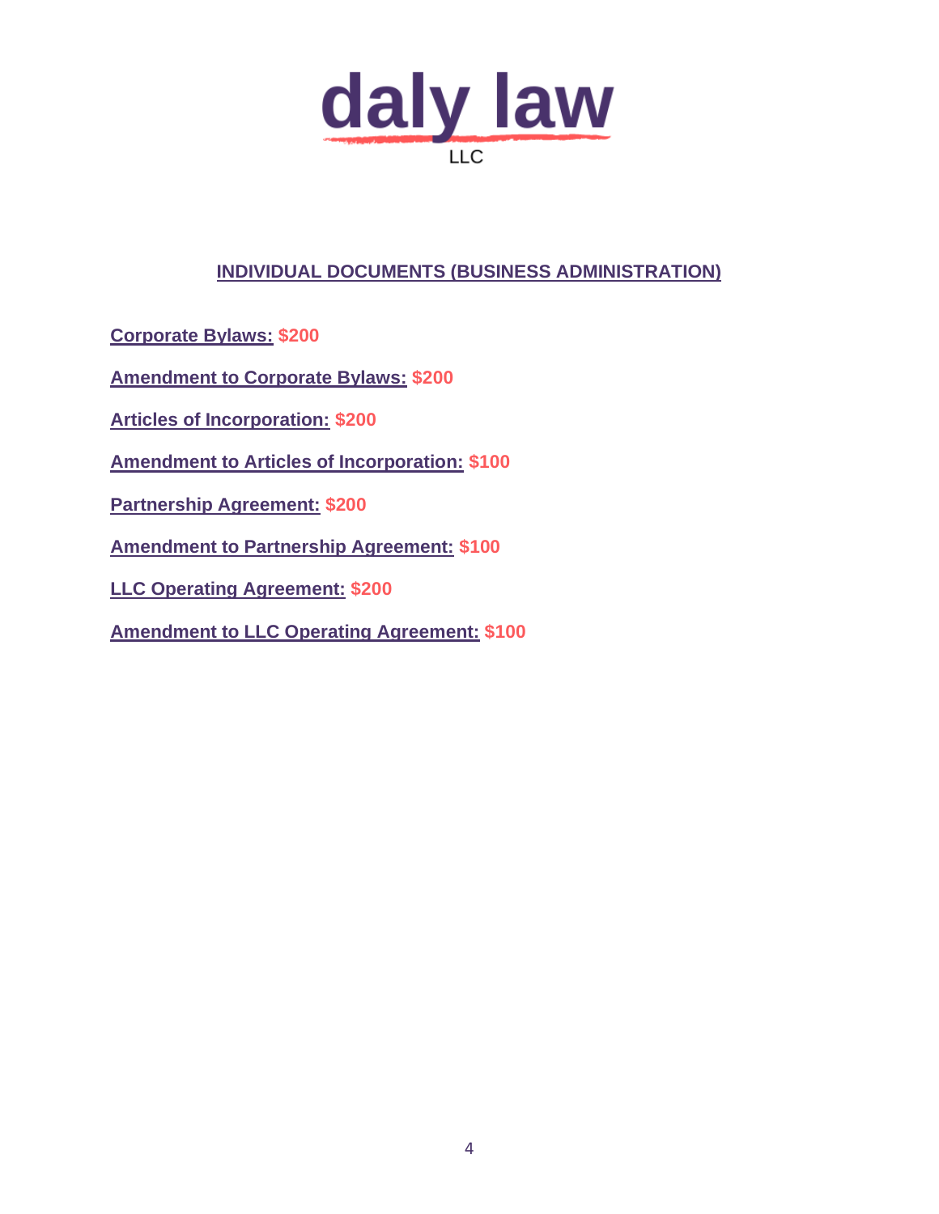# daly law LLC

## INDIVIDUAL DOCUMENTS (BUSINESS ADMINISTRATION)

**Corporate Bylaws:** **$200**

**Amendment to Corporate Bylaws:** **$200**

**Articles of Incorporation:** **$200**

**Amendment to Articles of Incorporation:** **$100**

**Partnership Agreement:** **$200**

**Amendment to Partnership Agreement:** **$100**

**LLC Operating Agreement:** **$200**

**Amendment to LLC Operating Agreement:** **$100**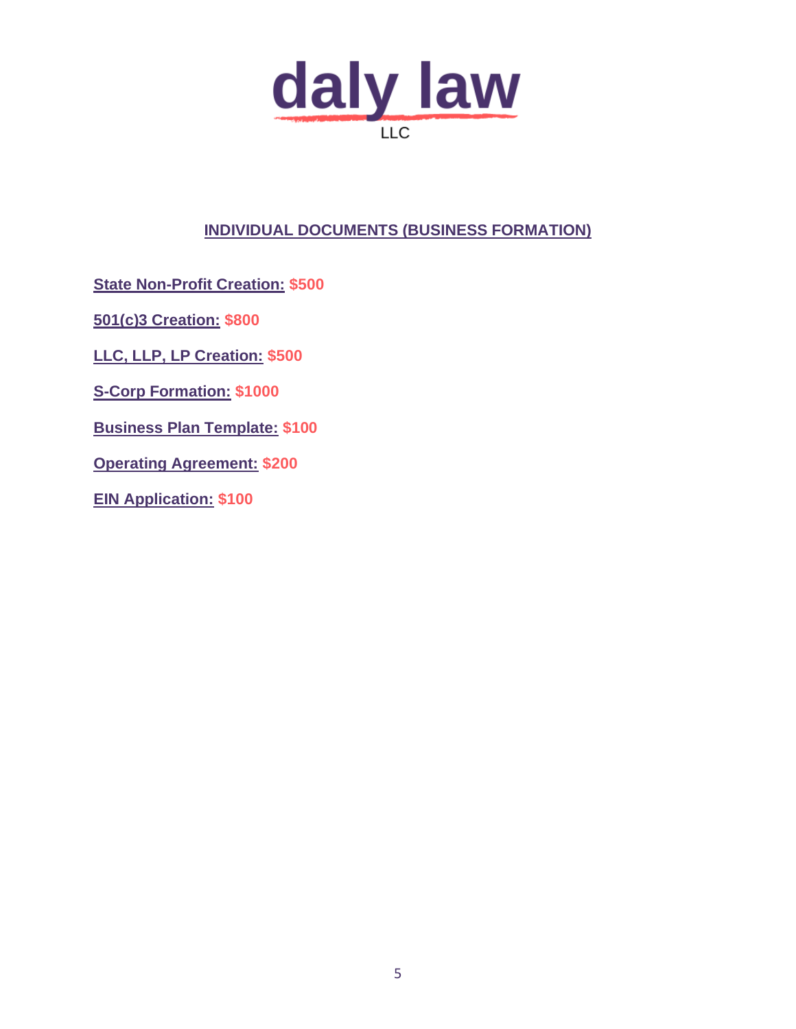daly law

LLC

## INDIVIDUAL DOCUMENTS (BUSINESS FORMATION)

**State Non-Profit Creation:** **$500**

**501(c)3 Creation:** **$800**

**LLC, LLP, LP Creation:** **$500**

**S-Corp Formation:** **$1000**

**Business Plan Template:** **$100**

**Operating Agreement:** **$200**

**EIN Application:** **$100**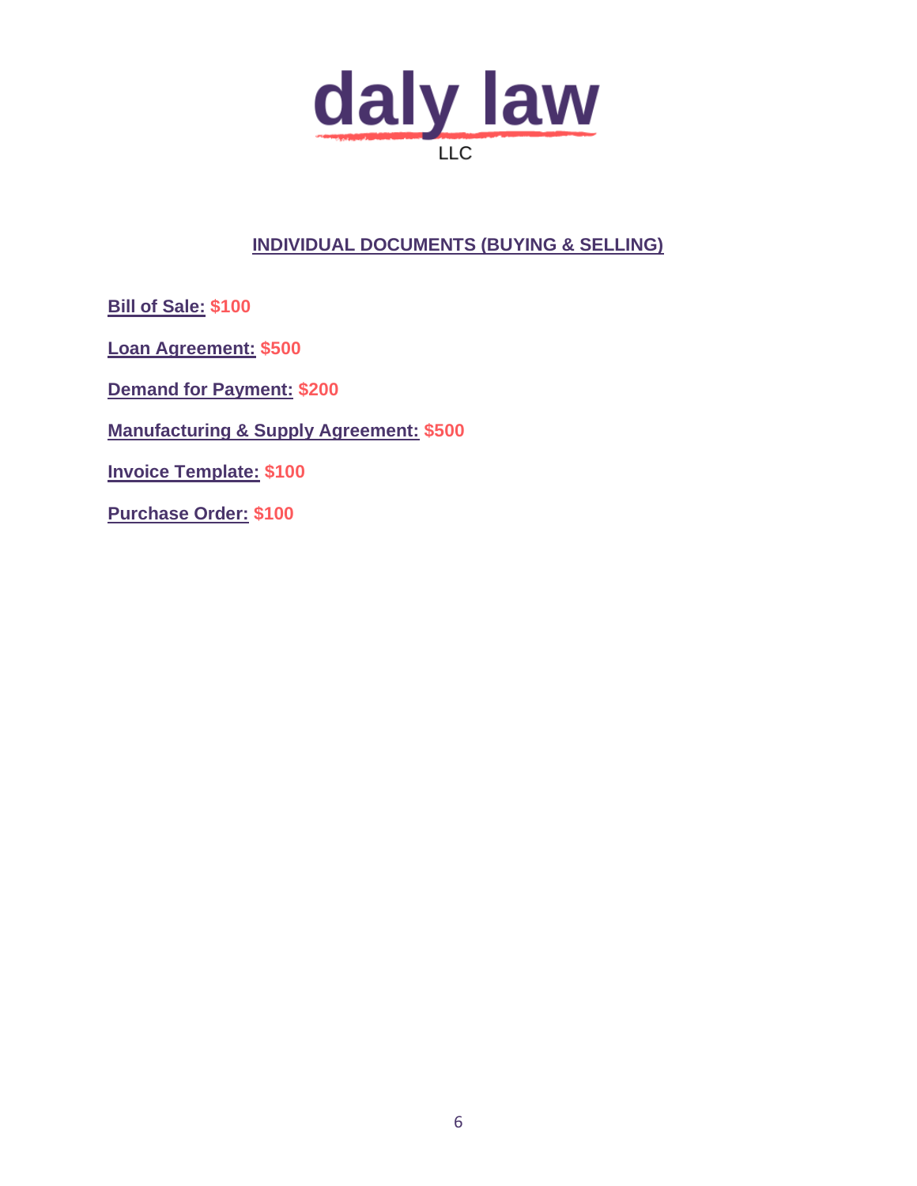daly law

LLC

## INDIVIDUAL DOCUMENTS (BUYING & SELLING)

**Bill of Sale:** **$100**

**Loan Agreement:** **$500**

**Demand for Payment:** **$200**

**Manufacturing & Supply Agreement:** **$500**

**Invoice Template:** **$100**

**Purchase Order:** **$100**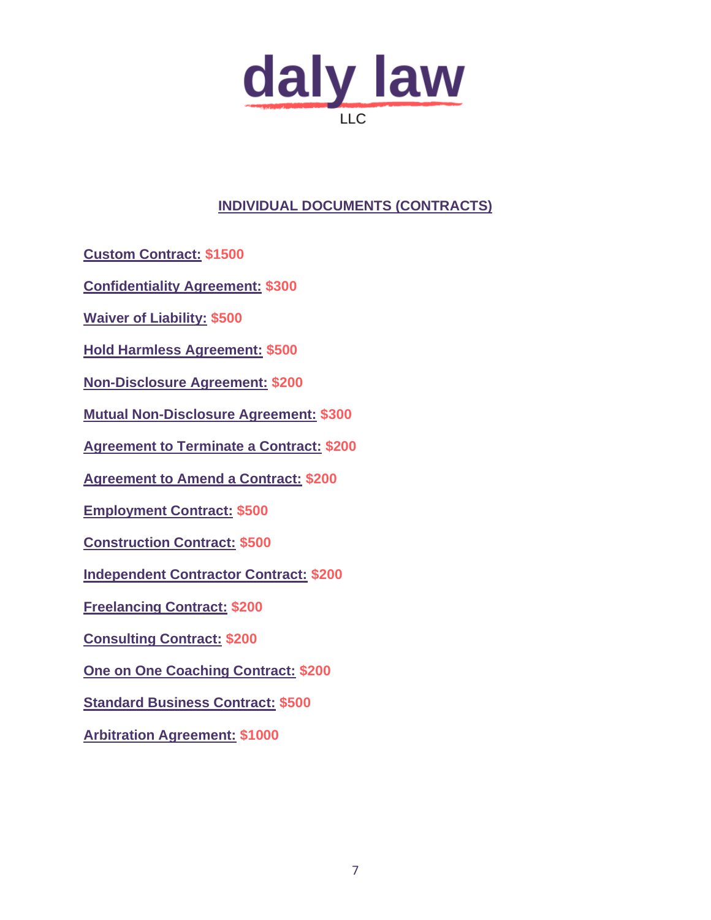daly law

LLC

## INDIVIDUAL DOCUMENTS (CONTRACTS)

**Custom Contract:** **$1500**

**Confidentiality Agreement:** **$300**

**Waiver of Liability:** **$500**

**Hold Harmless Agreement:** **$500**

**Non-Disclosure Agreement:** **$200**

**Mutual Non-Disclosure Agreement:** **$300**

**Agreement to Terminate a Contract:** **$200**

**Agreement to Amend a Contract:** **$200**

**Employment Contract:** **$500**

**Construction Contract:** **$500**

**Independent Contractor Contract:** **$200**

**Freelancing Contract:** **$200**

**Consulting Contract:** **$200**

**One on One Coaching Contract:** **$200**

**Standard Business Contract:** **$500**

**Arbitration Agreement:** **$1000**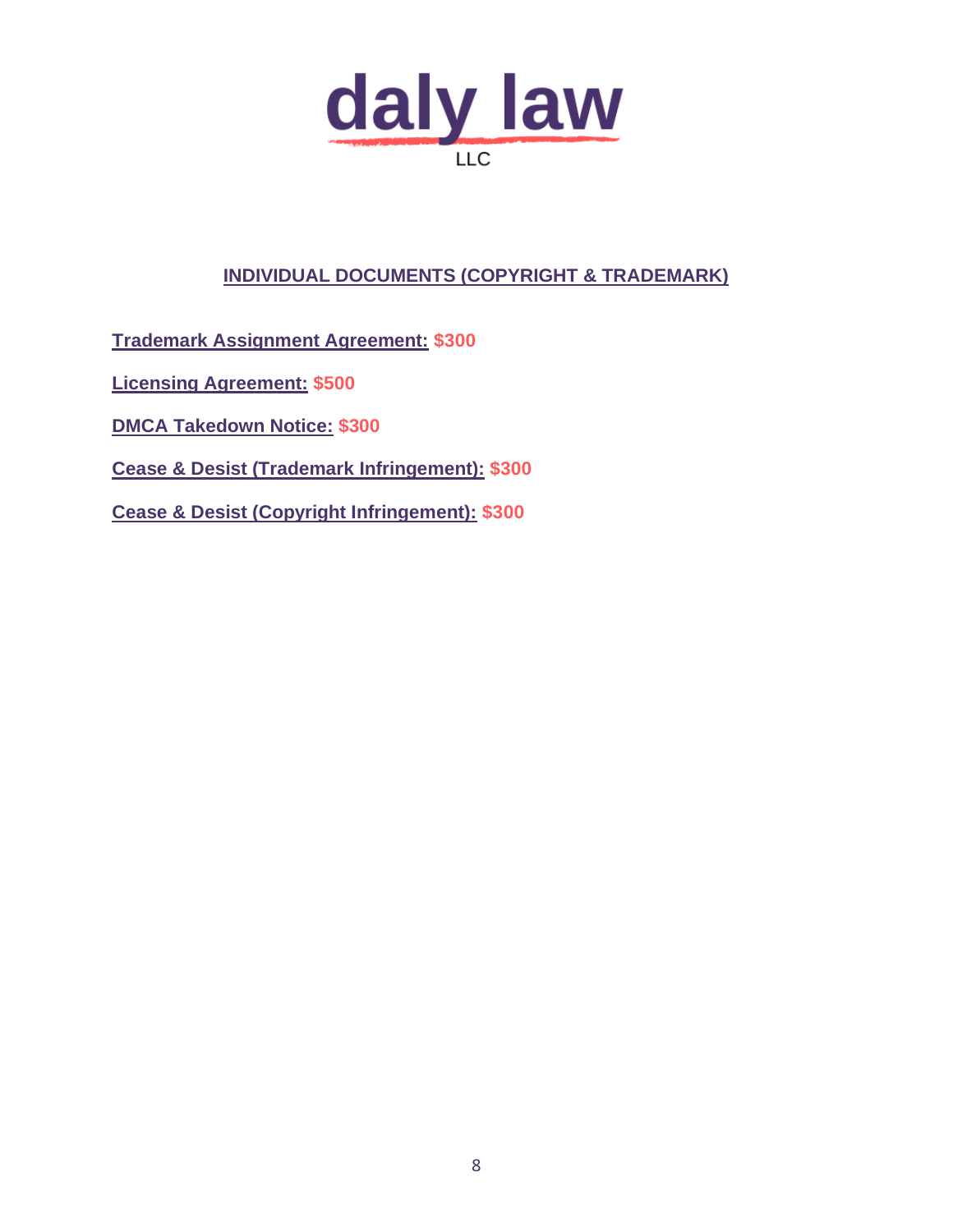**daly law**
LLC

## INDIVIDUAL DOCUMENTS (COPYRIGHT & TRADEMARK)

**Trademark Assignment Agreement:** **$300**

**Licensing Agreement:** **$500**

**DMCA Takedown Notice:** **$300**

**Cease & Desist (Trademark Infringement):** **$300**

**Cease & Desist (Copyright Infringement):** **$300**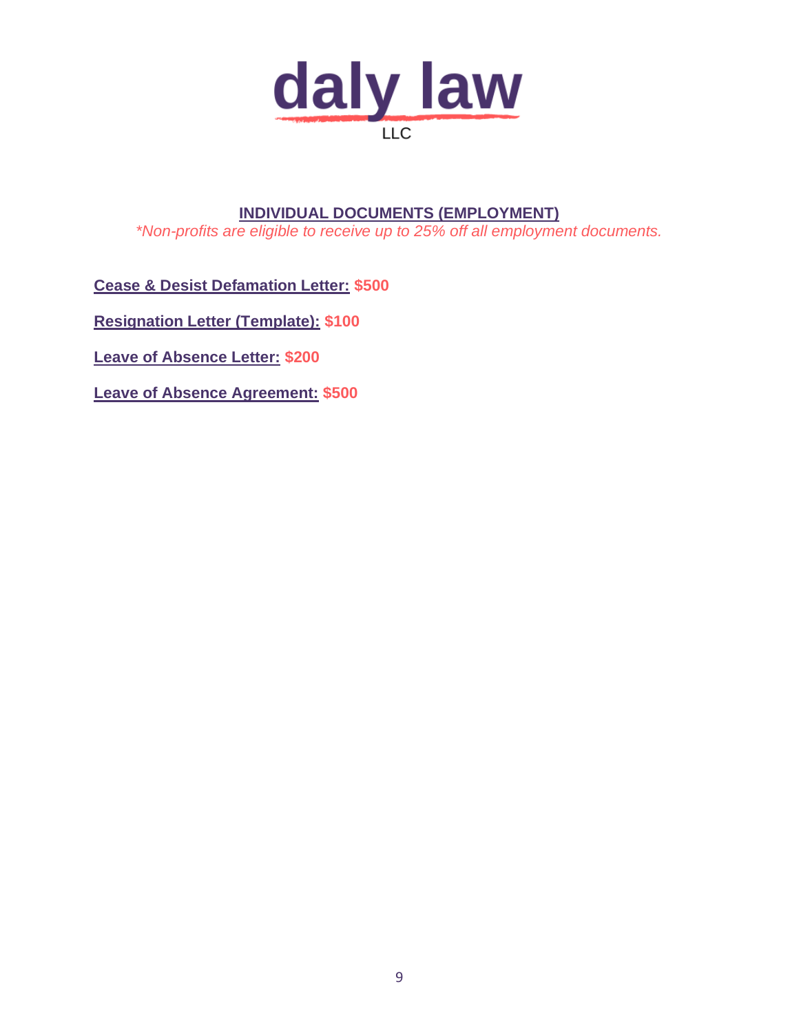# daly law

LLC

## INDIVIDUAL DOCUMENTS (EMPLOYMENT)

*\*Non-profits are eligible to receive up to 25% off all employment documents.*

**Cease & Desist Defamation Letter:** **$500**

**Resignation Letter (Template):** **$100**

**Leave of Absence Letter:** **$200**

**Leave of Absence Agreement:** **$500**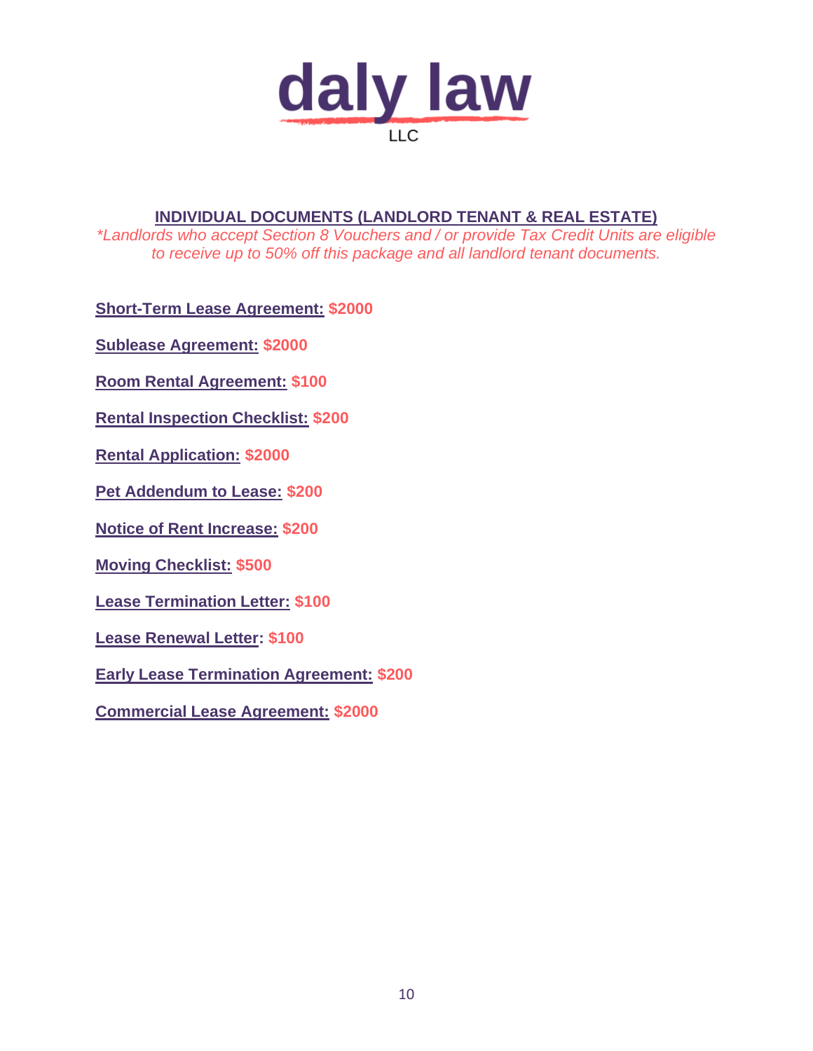# daly law
LLC

## INDIVIDUAL DOCUMENTS (LANDLORD TENANT & REAL ESTATE)

*\*Landlords who accept Section 8 Vouchers and / or provide Tax Credit Units are eligible to receive up to 50% off this package and all landlord tenant documents.*

**Short-Term Lease Agreement:** **$2000**

**Sublease Agreement:** **$2000**

**Room Rental Agreement:** **$100**

**Rental Inspection Checklist:** **$200**

**Rental Application:** **$2000**

**Pet Addendum to Lease:** **$200**

**Notice of Rent Increase:** **$200**

**Moving Checklist:** **$500**

**Lease Termination Letter:** **$100**

**Lease Renewal Letter:** **$100**

**Early Lease Termination Agreement:** **$200**

**Commercial Lease Agreement:** **$2000**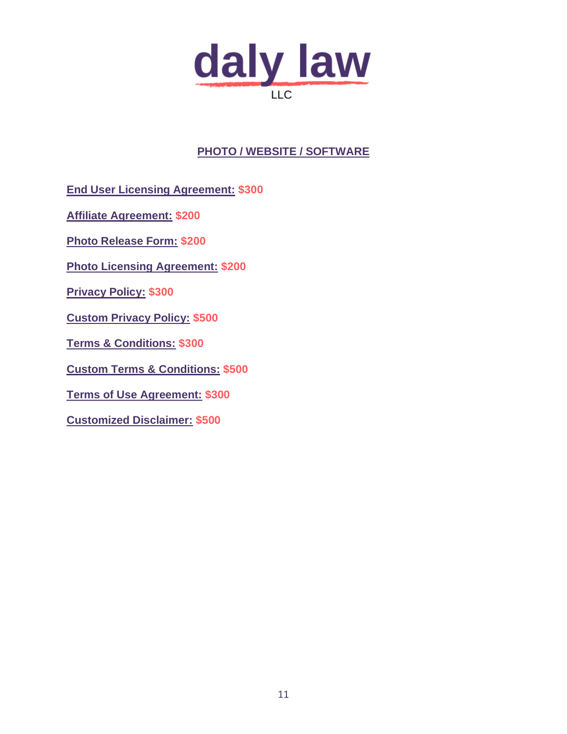# daly law

LLC

## PHOTO / WEBSITE / SOFTWARE

**End User Licensing Agreement:** **$300**

**Affiliate Agreement:** **$200**

**Photo Release Form:** **$200**

**Photo Licensing Agreement:** **$200**

**Privacy Policy:** **$300**

**Custom Privacy Policy:** **$500**

**Terms & Conditions:** **$300**

**Custom Terms & Conditions:** **$500**

**Terms of Use Agreement:** **$300**

**Customized Disclaimer:** **$500**